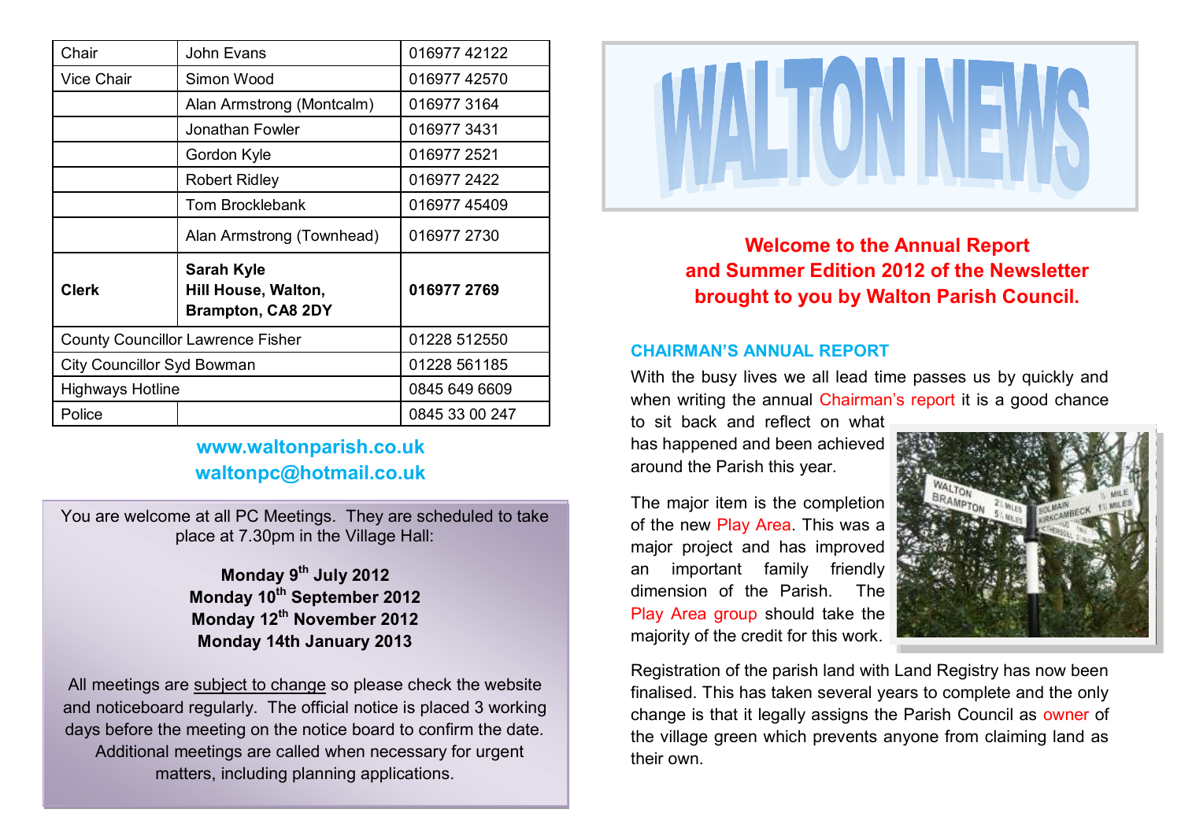| Chair | John Evans | 016977 42122 |
| --- | --- | --- |
| Vice Chair | Simon Wood | 016977 42570 |
| | Alan Armstrong (Montcalm) | 016977 3164 |
| | Jonathan Fowler | 016977 3431 |
| | Gordon Kyle | 016977 2521 |
| | Robert Ridley | 016977 2422 |
| | Tom Brocklebank | 016977 45409 |
| | Alan Armstrong (Townhead) | 016977 2730 |
| **Clerk** | **Sarah Kyle Hill House, Walton, Brampton, CA8 2DY** | **016977 2769** |
| County Councillor Lawrence Fisher | | 01228 512550 |
| City Councillor Syd Bowman | | 01228 561185 |
| Highways Hotline | | 0845 649 6609 |
| Police | | 0845 33 00 247 |

**www.waltonparish.co.uk**
**waltonpc@hotmail.co.uk**

You are welcome at all PC Meetings. They are scheduled to take place at 7.30pm in the Village Hall:

**Monday 9th July 2012**
**Monday 10th September 2012**
**Monday 12th November 2012**
**Monday 14th January 2013**

All meetings are subject to change so please check the website and noticeboard regularly. The official notice is placed 3 working days before the meeting on the notice board to confirm the date. Additional meetings are called when necessary for urgent matters, including planning applications.

# WALTON NEWS

**Welcome to the Annual Report and Summer Edition 2012 of the Newsletter brought to you by Walton Parish Council.**

## CHAIRMAN'S ANNUAL REPORT

With the busy lives we all lead time passes us by quickly and when writing the annual Chairman's report it is a good chance to sit back and reflect on what has happened and been achieved around the Parish this year.

The major item is the completion of the new Play Area. This was a major project and has improved an important family friendly dimension of the Parish. The Play Area group should take the majority of the credit for this work.

Registration of the parish land with Land Registry has now been finalised. This has taken several years to complete and the only change is that it legally assigns the Parish Council as owner of the village green which prevents anyone from claiming land as their own.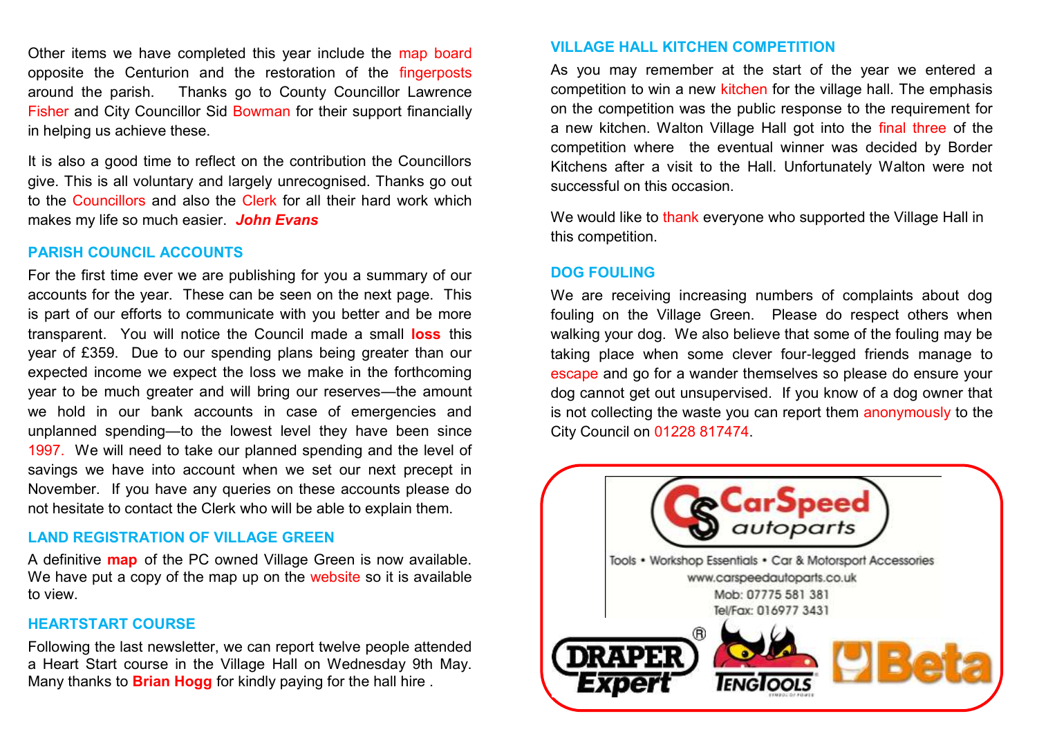Other items we have completed this year include the map board opposite the Centurion and the restoration of the fingerposts around the parish. Thanks go to County Councillor Lawrence Fisher and City Councillor Sid Bowman for their support financially in helping us achieve these.

It is also a good time to reflect on the contribution the Councillors give. This is all voluntary and largely unrecognised. Thanks go out to the Councillors and also the Clerk for all their hard work which makes my life so much easier. ***John Evans***

## PARISH COUNCIL ACCOUNTS

For the first time ever we are publishing for you a summary of our accounts for the year. These can be seen on the next page. This is part of our efforts to communicate with you better and be more transparent. You will notice the Council made a small **loss** this year of £359. Due to our spending plans being greater than our expected income we expect the loss we make in the forthcoming year to be much greater and will bring our reserves—the amount we hold in our bank accounts in case of emergencies and unplanned spending—to the lowest level they have been since 1997. We will need to take our planned spending and the level of savings we have into account when we set our next precept in November. If you have any queries on these accounts please do not hesitate to contact the Clerk who will be able to explain them.

## LAND REGISTRATION OF VILLAGE GREEN

A definitive **map** of the PC owned Village Green is now available. We have put a copy of the map up on the website so it is available to view.

## HEARTSTART COURSE

Following the last newsletter, we can report twelve people attended a Heart Start course in the Village Hall on Wednesday 9th May. Many thanks to **Brian Hogg** for kindly paying for the hall hire .

## VILLAGE HALL KITCHEN COMPETITION

As you may remember at the start of the year we entered a competition to win a new kitchen for the village hall. The emphasis on the competition was the public response to the requirement for a new kitchen. Walton Village Hall got into the final three of the competition where the eventual winner was decided by Border Kitchens after a visit to the Hall. Unfortunately Walton were not successful on this occasion.

We would like to thank everyone who supported the Village Hall in this competition.

## DOG FOULING

We are receiving increasing numbers of complaints about dog fouling on the Village Green. Please do respect others when walking your dog. We also believe that some of the fouling may be taking place when some clever four-legged friends manage to escape and go for a wander themselves so please do ensure your dog cannot get out unsupervised. If you know of a dog owner that is not collecting the waste you can report them anonymously to the City Council on 01228 817474.

CarSpeed autoparts

Tools • Workshop Essentials • Car & Motorsport Accessories

www.carspeedautoparts.co.uk

Mob: 07775 581 381

Tel/Fax: 016977 3431

DRAPER Expert · TENGTOOLS · Beta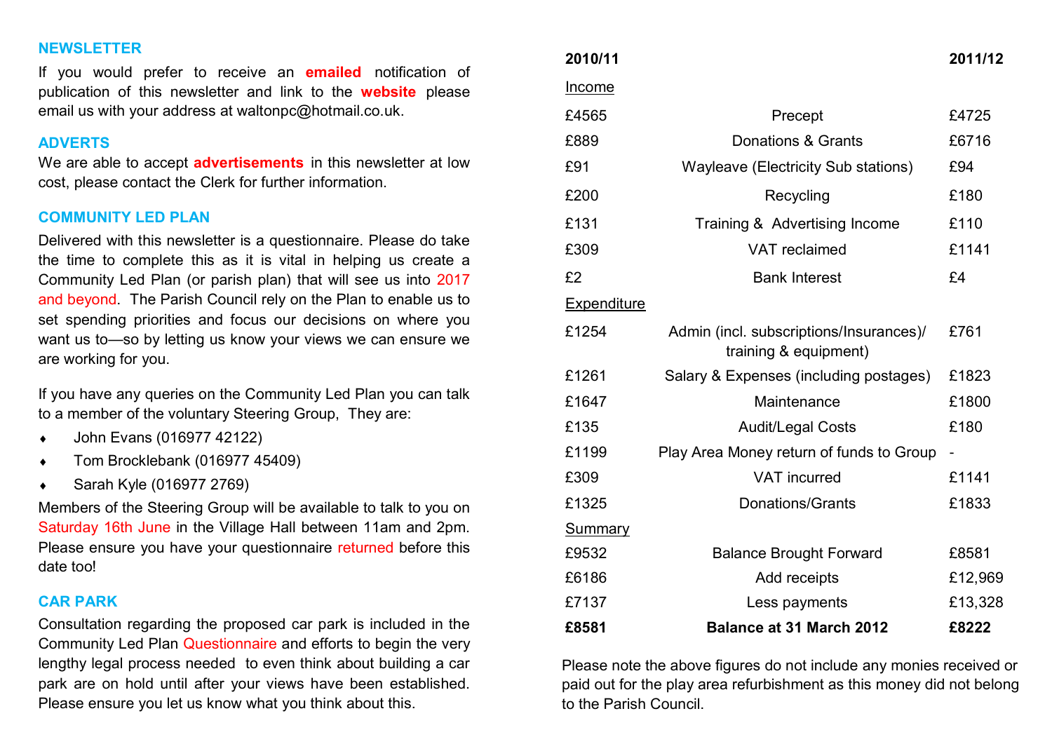## NEWSLETTER

If you would prefer to receive an **emailed** notification of publication of this newsletter and link to the **website** please email us with your address at waltonpc@hotmail.co.uk.

## ADVERTS

We are able to accept **advertisements** in this newsletter at low cost, please contact the Clerk for further information.

## COMMUNITY LED PLAN

Delivered with this newsletter is a questionnaire. Please do take the time to complete this as it is vital in helping us create a Community Led Plan (or parish plan) that will see us into 2017 and beyond. The Parish Council rely on the Plan to enable us to set spending priorities and focus our decisions on where you want us to—so by letting us know your views we can ensure we are working for you.

If you have any queries on the Community Led Plan you can talk to a member of the voluntary Steering Group, They are:

- John Evans (016977 42122)
- Tom Brocklebank (016977 45409)
- Sarah Kyle (016977 2769)

Members of the Steering Group will be available to talk to you on Saturday 16th June in the Village Hall between 11am and 2pm. Please ensure you have your questionnaire returned before this date too!

## CAR PARK

Consultation regarding the proposed car park is included in the Community Led Plan Questionnaire and efforts to begin the very lengthy legal process needed to even think about building a car park are on hold until after your views have been established. Please ensure you let us know what you think about this.

| 2010/11 | | 2011/12 |
|---|---|---|
| Income | | |
| £4565 | Precept | £4725 |
| £889 | Donations & Grants | £6716 |
| £91 | Wayleave (Electricity Sub stations) | £94 |
| £200 | Recycling | £180 |
| £131 | Training & Advertising Income | £110 |
| £309 | VAT reclaimed | £1141 |
| £2 | Bank Interest | £4 |
| Expenditure | | |
| £1254 | Admin (incl. subscriptions/Insurances)/ training & equipment) | £761 |
| £1261 | Salary & Expenses (including postages) | £1823 |
| £1647 | Maintenance | £1800 |
| £135 | Audit/Legal Costs | £180 |
| £1199 | Play Area Money return of funds to Group | - |
| £309 | VAT incurred | £1141 |
| £1325 | Donations/Grants | £1833 |
| Summary | | |
| £9532 | Balance Brought Forward | £8581 |
| £6186 | Add receipts | £12,969 |
| £7137 | Less payments | £13,328 |
| **£8581** | **Balance at 31 March 2012** | **£8222** |

Please note the above figures do not include any monies received or paid out for the play area refurbishment as this money did not belong to the Parish Council.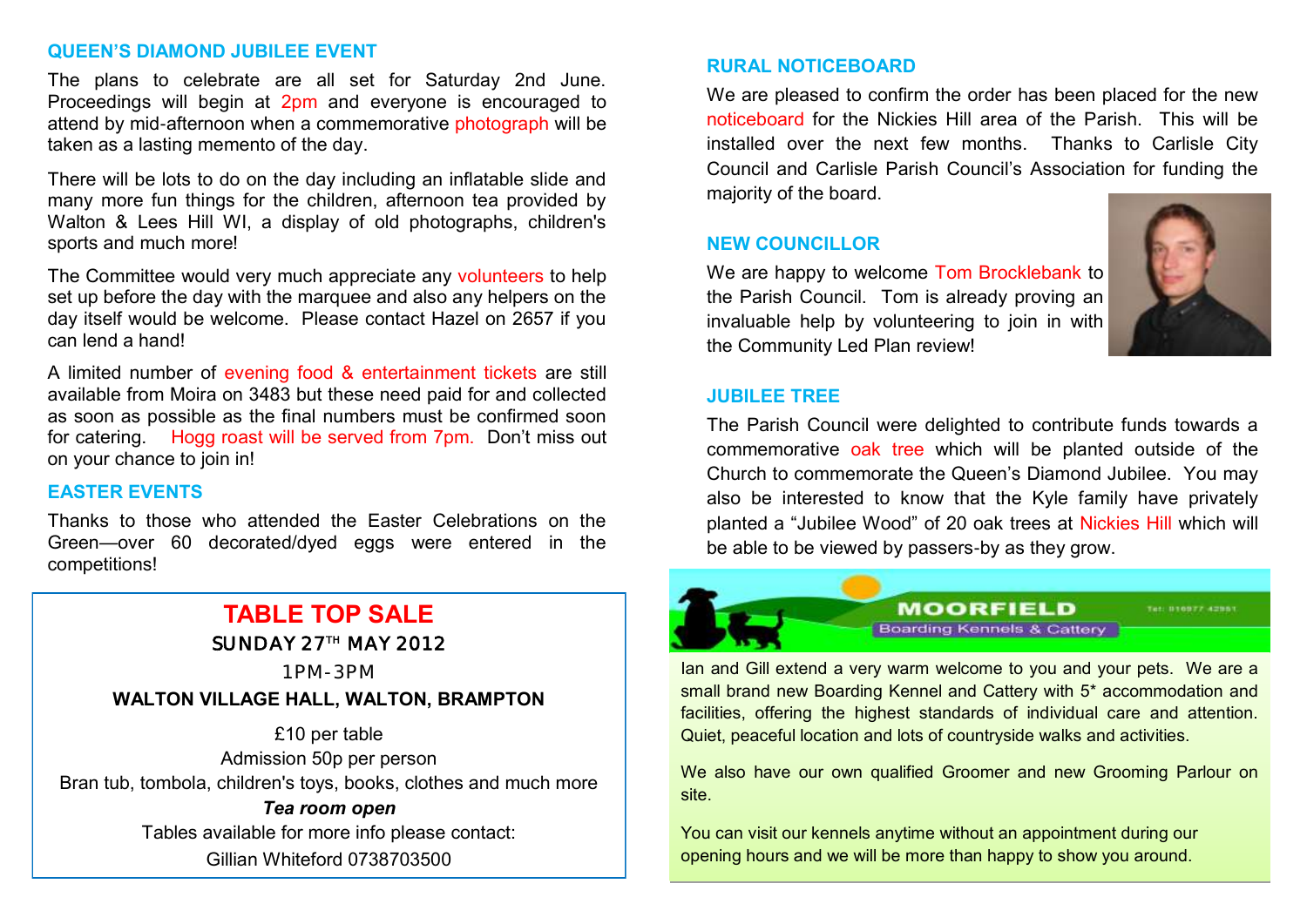## QUEEN'S DIAMOND JUBILEE EVENT

The plans to celebrate are all set for Saturday 2nd June. Proceedings will begin at 2pm and everyone is encouraged to attend by mid-afternoon when a commemorative photograph will be taken as a lasting memento of the day.

There will be lots to do on the day including an inflatable slide and many more fun things for the children, afternoon tea provided by Walton & Lees Hill WI, a display of old photographs, children's sports and much more!

The Committee would very much appreciate any volunteers to help set up before the day with the marquee and also any helpers on the day itself would be welcome. Please contact Hazel on 2657 if you can lend a hand!

A limited number of evening food & entertainment tickets are still available from Moira on 3483 but these need paid for and collected as soon as possible as the final numbers must be confirmed soon for catering. Hogg roast will be served from 7pm. Don't miss out on your chance to join in!

## EASTER EVENTS

Thanks to those who attended the Easter Celebrations on the Green—over 60 decorated/dyed eggs were entered in the competitions!

## TABLE TOP SALE

**SUNDAY 27TH MAY 2012**

1PM-3PM

**WALTON VILLAGE HALL, WALTON, BRAMPTON**

£10 per table

Admission 50p per person

Bran tub, tombola, children's toys, books, clothes and much more

***Tea room open***

Tables available for more info please contact:

Gillian Whiteford 0738703500

## RURAL NOTICEBOARD

We are pleased to confirm the order has been placed for the new noticeboard for the Nickies Hill area of the Parish. This will be installed over the next few months. Thanks to Carlisle City Council and Carlisle Parish Council's Association for funding the majority of the board.

## NEW COUNCILLOR

We are happy to welcome Tom Brocklebank to the Parish Council. Tom is already proving an invaluable help by volunteering to join in with the Community Led Plan review!

## JUBILEE TREE

The Parish Council were delighted to contribute funds towards a commemorative oak tree which will be planted outside of the Church to commemorate the Queen's Diamond Jubilee. You may also be interested to know that the Kyle family have privately planted a "Jubilee Wood" of 20 oak trees at Nickies Hill which will be able to be viewed by passers-by as they grow.

**MOORFIELD**

Boarding Kennels & Cattery

Tel: 016977 42951

Ian and Gill extend a very warm welcome to you and your pets. We are a small brand new Boarding Kennel and Cattery with 5* accommodation and facilities, offering the highest standards of individual care and attention. Quiet, peaceful location and lots of countryside walks and activities.

We also have our own qualified Groomer and new Grooming Parlour on site.

You can visit our kennels anytime without an appointment during our opening hours and we will be more than happy to show you around.